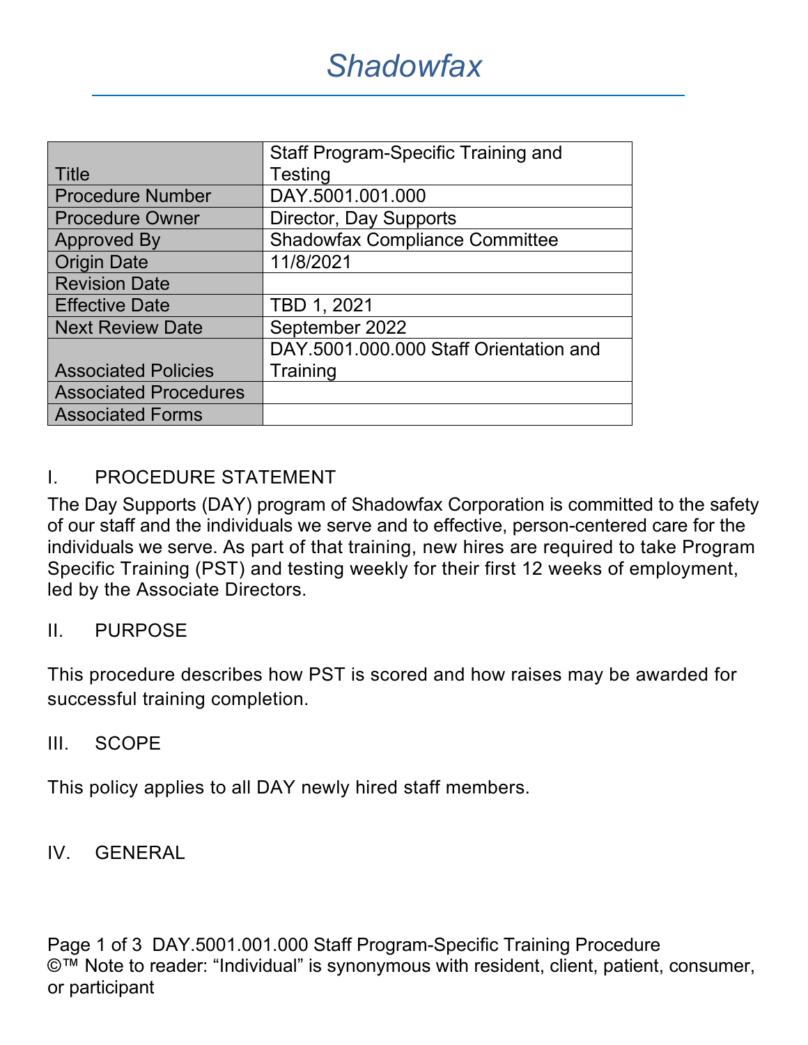# Shadowfax

| Title | Staff Program-Specific Training and Testing |
| --- | --- |
| Procedure Number | DAY.5001.001.000 |
| Procedure Owner | Director, Day Supports |
| Approved By | Shadowfax Compliance Committee |
| Origin Date | 11/8/2021 |
| Revision Date | |
| Effective Date | TBD 1, 2021 |
| Next Review Date | September 2022 |
| Associated Policies | DAY.5001.000.000 Staff Orientation and Training |
| Associated Procedures | |
| Associated Forms | |

## I. PROCEDURE STATEMENT

The Day Supports (DAY) program of Shadowfax Corporation is committed to the safety of our staff and the individuals we serve and to effective, person-centered care for the individuals we serve. As part of that training, new hires are required to take Program Specific Training (PST) and testing weekly for their first 12 weeks of employment, led by the Associate Directors.

## II. PURPOSE

This procedure describes how PST is scored and how raises may be awarded for successful training completion.

## III. SCOPE

This policy applies to all DAY newly hired staff members.

## IV. GENERAL

©™ Note to reader: "Individual" is synonymous with resident, client, patient, consumer, or participant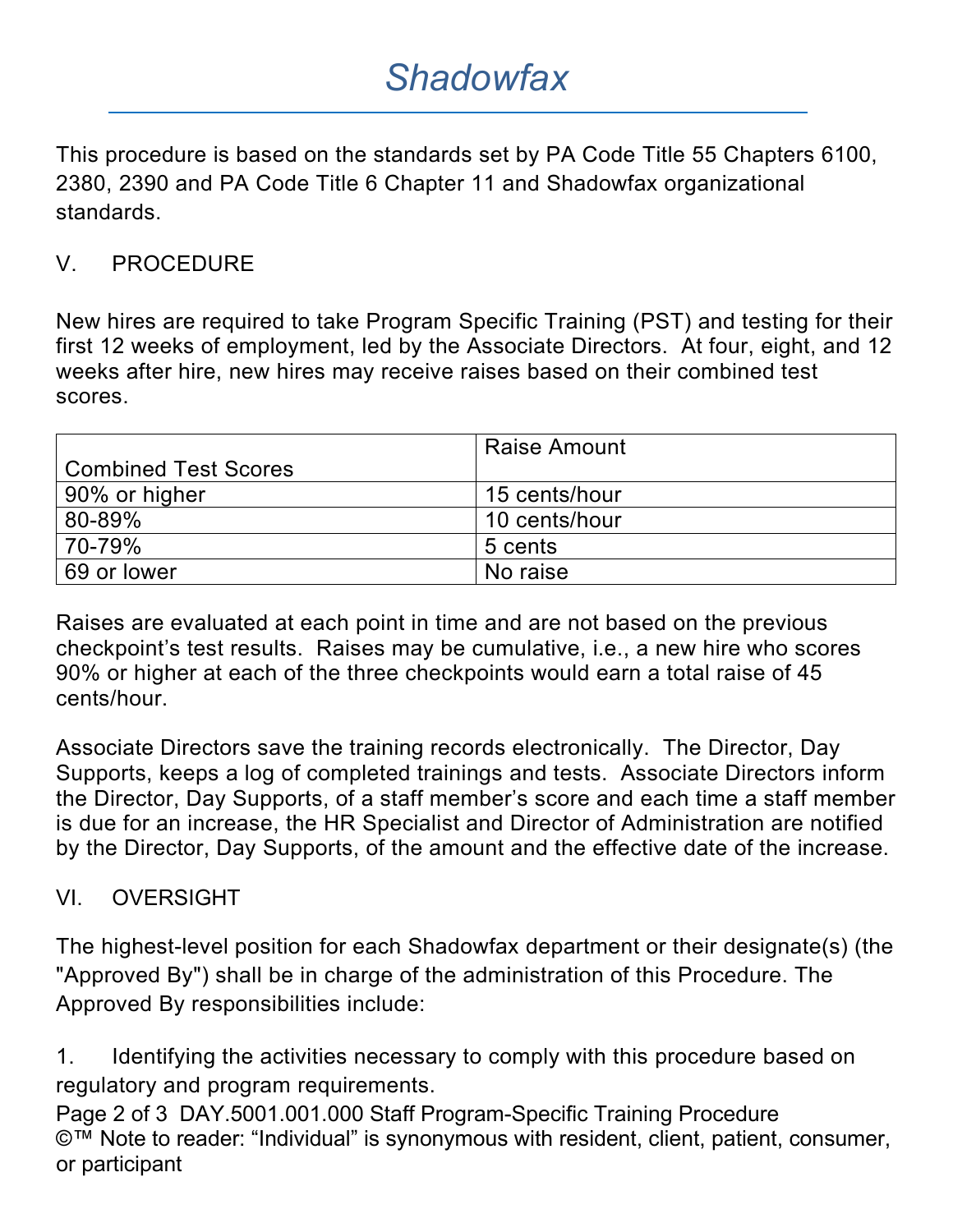This procedure is based on the standards set by PA Code Title 55 Chapters 6100, 2380, 2390 and PA Code Title 6 Chapter 11 and Shadowfax organizational standards.

## V. PROCEDURE

New hires are required to take Program Specific Training (PST) and testing for their first 12 weeks of employment, led by the Associate Directors. At four, eight, and 12 weeks after hire, new hires may receive raises based on their combined test scores.

| Combined Test Scores | Raise Amount |
|---|---|
| 90% or higher | 15 cents/hour |
| 80-89% | 10 cents/hour |
| 70-79% | 5 cents |
| 69 or lower | No raise |

Raises are evaluated at each point in time and are not based on the previous checkpoint's test results. Raises may be cumulative, i.e., a new hire who scores 90% or higher at each of the three checkpoints would earn a total raise of 45 cents/hour.

Associate Directors save the training records electronically. The Director, Day Supports, keeps a log of completed trainings and tests. Associate Directors inform the Director, Day Supports, of a staff member's score and each time a staff member is due for an increase, the HR Specialist and Director of Administration are notified by the Director, Day Supports, of the amount and the effective date of the increase.

## VI. OVERSIGHT

The highest-level position for each Shadowfax department or their designate(s) (the "Approved By") shall be in charge of the administration of this Procedure. The Approved By responsibilities include:

1. Identifying the activities necessary to comply with this procedure based on regulatory and program requirements.

©™ Note to reader: "Individual" is synonymous with resident, client, patient, consumer, or participant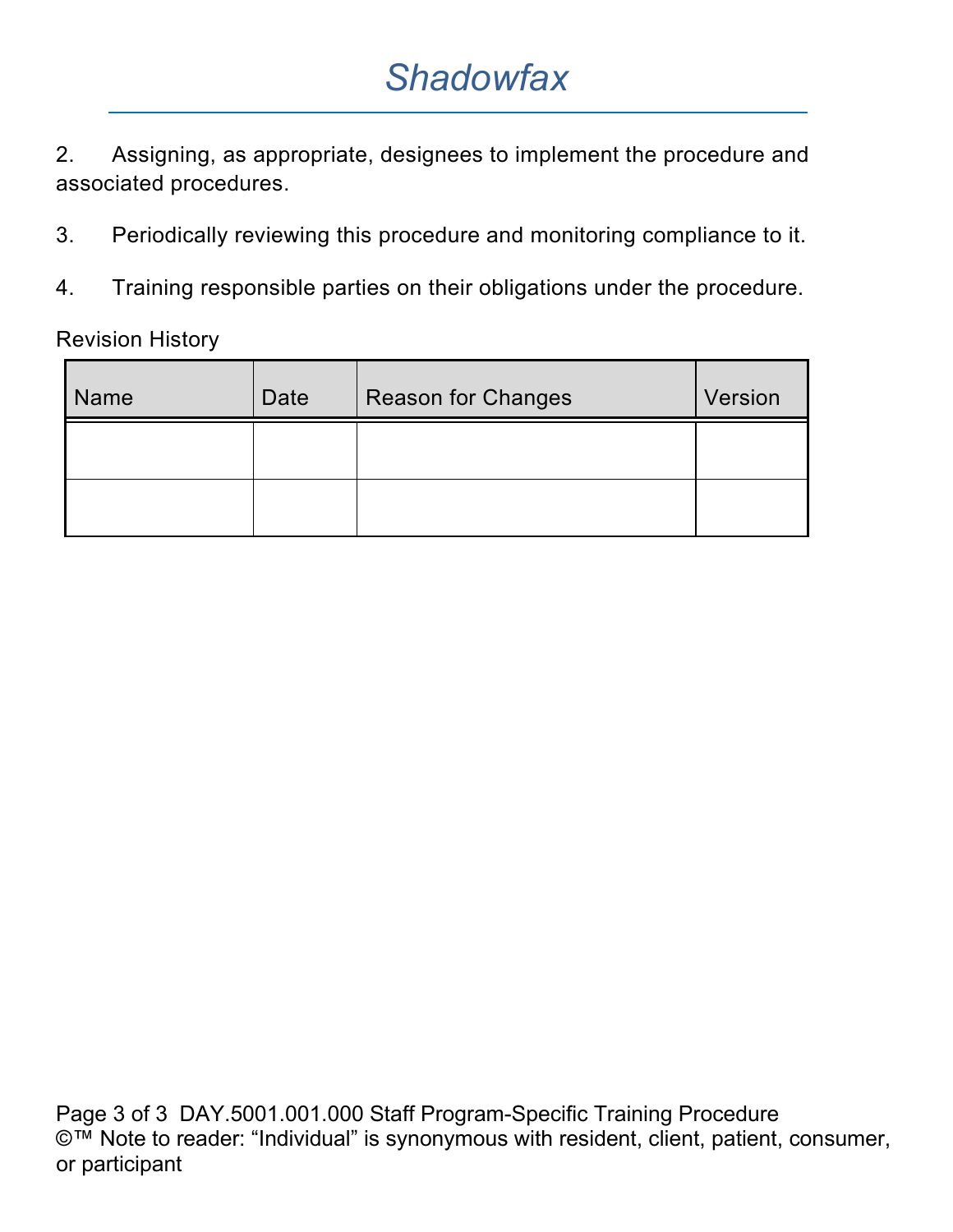2. Assigning, as appropriate, designees to implement the procedure and associated procedures.

3. Periodically reviewing this procedure and monitoring compliance to it.

4. Training responsible parties on their obligations under the procedure.

Revision History

| Name | Date | Reason for Changes | Version |
|---|---|---|---|
| | | | |
| | | | |

©™ Note to reader: “Individual” is synonymous with resident, client, patient, consumer, or participant